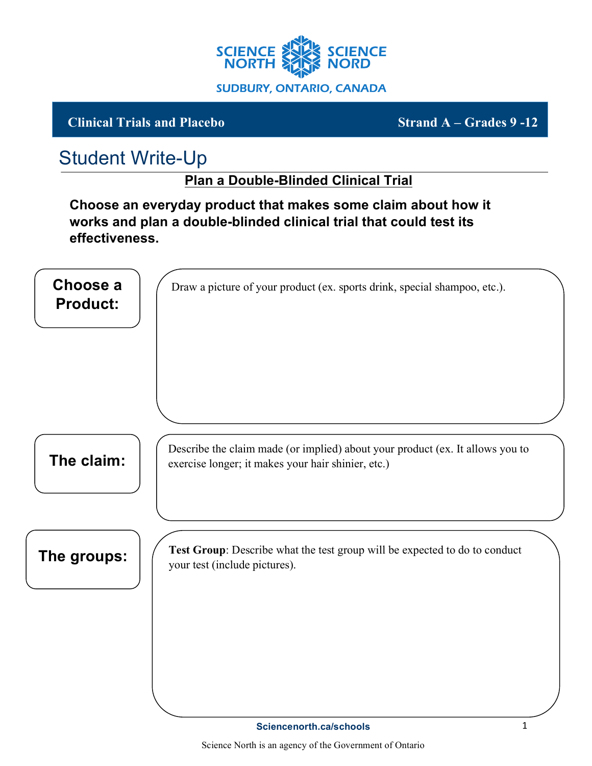SCIENCE NORTH | SCIENCE NORD

SUDBURY, ONTARIO, CANADA

**Clinical Trials and Placebo** | **Strand A – Grades 9 -12**

# Student Write-Up

## Plan a Double-Blinded Clinical Trial

**Choose an everyday product that makes some claim about how it works and plan a double-blinded clinical trial that could test its effectiveness.**

### Choose a Product:

Draw a picture of your product (ex. sports drink, special shampoo, etc.).

### The claim:

Describe the claim made (or implied) about your product (ex. It allows you to exercise longer; it makes your hair shinier, etc.)

### The groups:

**Test Group**: Describe what the test group will be expected to do to conduct your test (include pictures).

Sciencenorth.ca/schools

Science North is an agency of the Government of Ontario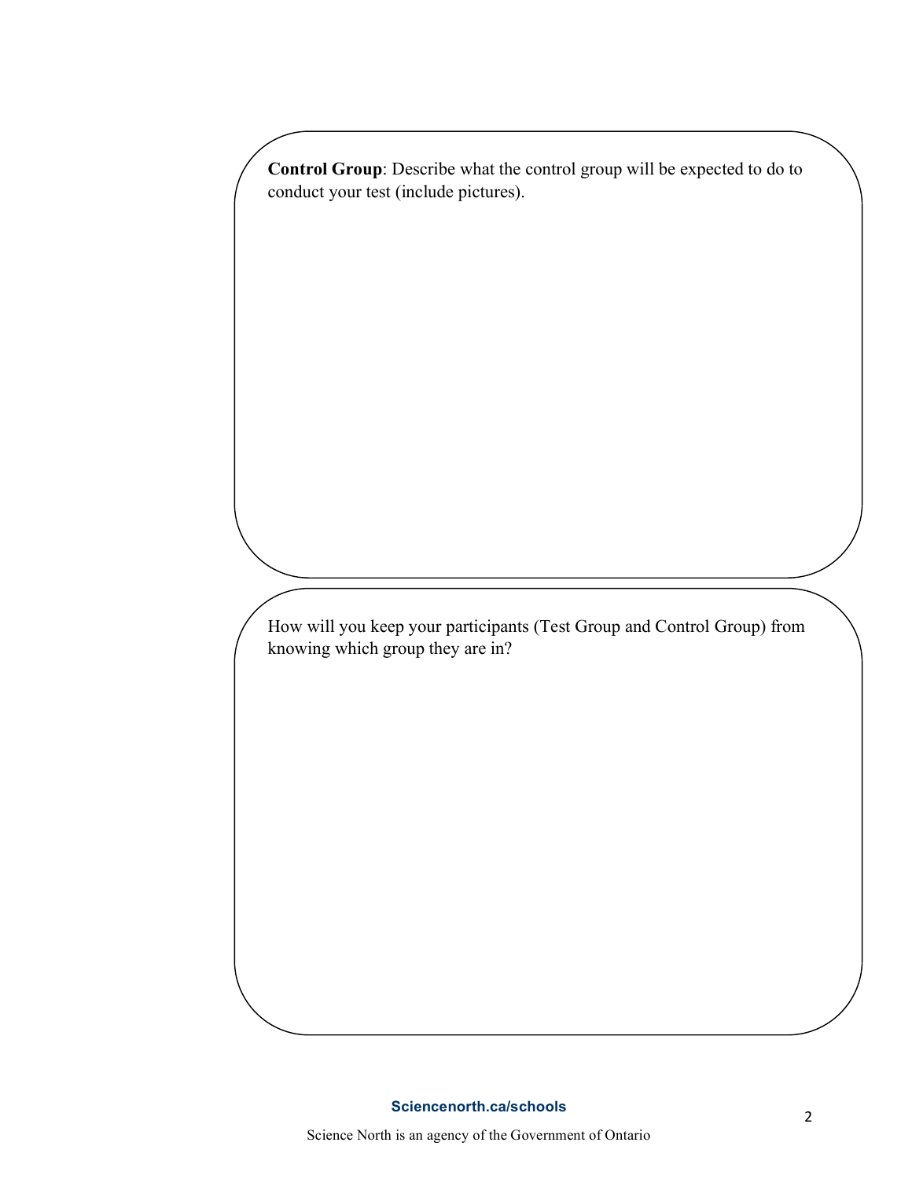**Control Group**: Describe what the control group will be expected to do to conduct your test (include pictures).

How will you keep your participants (Test Group and Control Group) from knowing which group they are in?

**Sciencenorth.ca/schools**

Science North is an agency of the Government of Ontario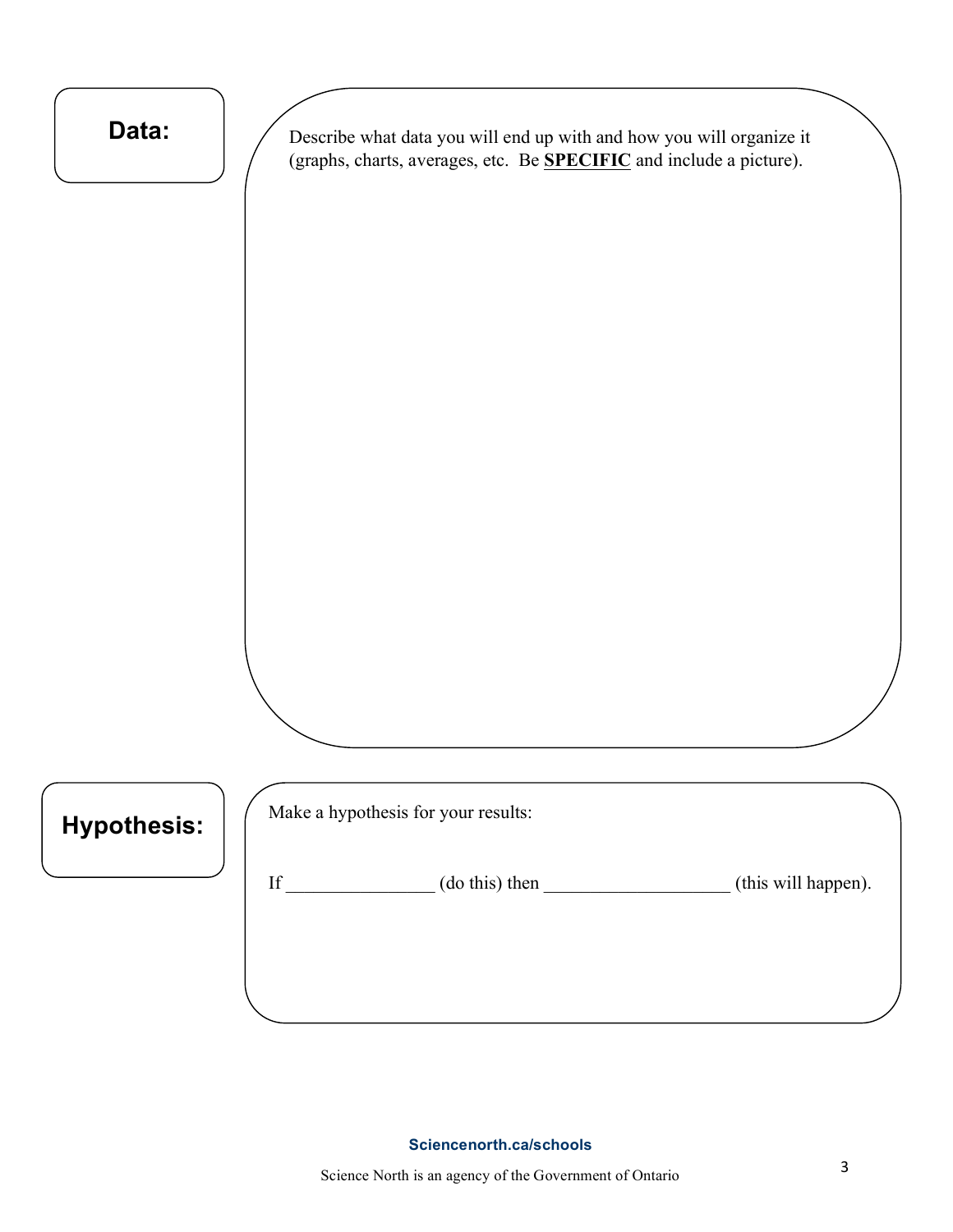## Data:

Describe what data you will end up with and how you will organize it (graphs, charts, averages, etc. Be **SPECIFIC** and include a picture).

## Hypothesis:

Make a hypothesis for your results:

If _______________ (do this) then ___________________ (this will happen).

**Sciencenorth.ca/schools**

Science North is an agency of the Government of Ontario